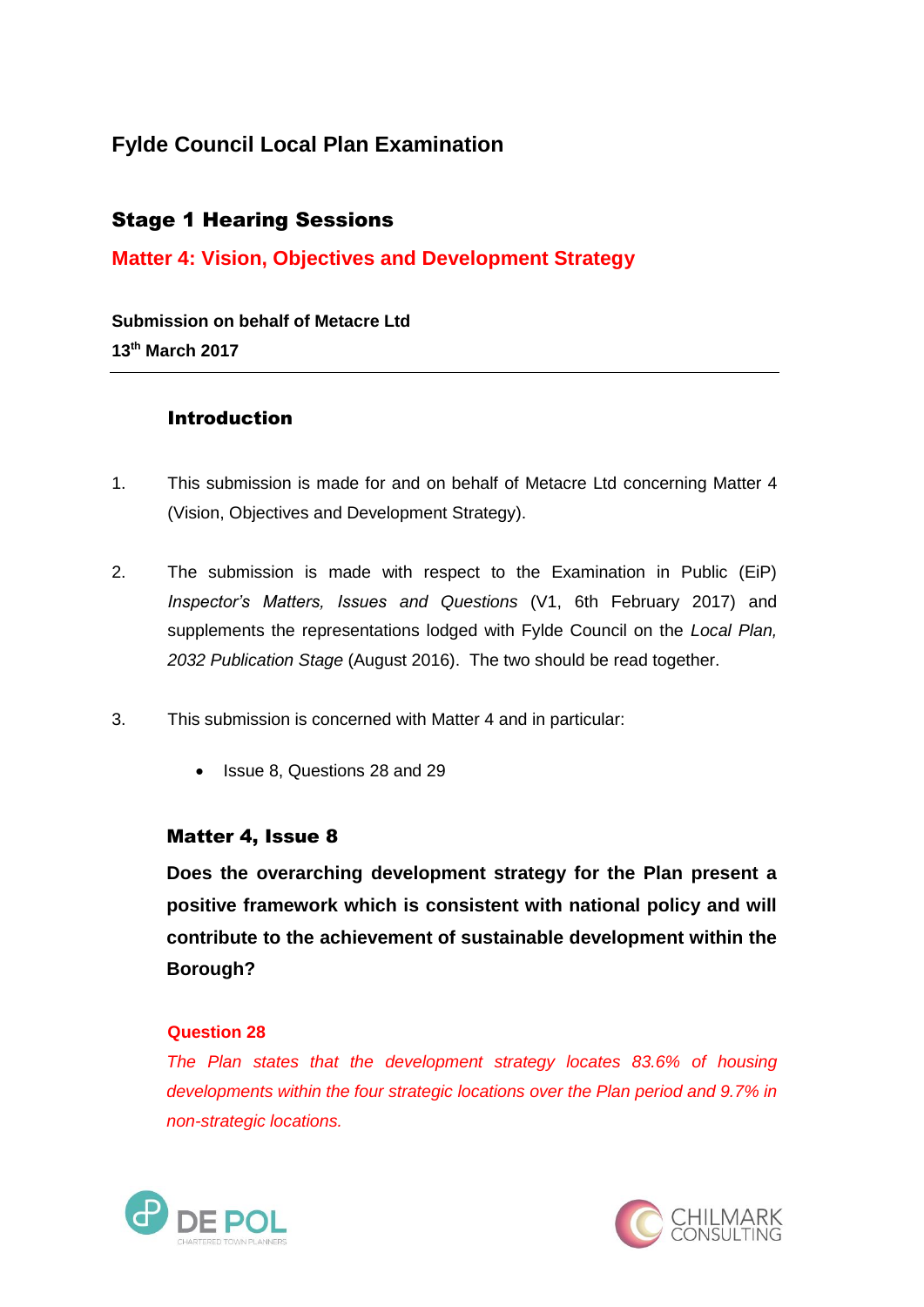# Fylde Council Local Plan Examination

## Stage 1 Hearing Sessions

### Matter 4: Vision, Objectives and Development Strategy

**Submission on behalf of Metacre Ltd**
**13th March 2017**

---

#### Introduction

1. This submission is made for and on behalf of Metacre Ltd concerning Matter 4 (Vision, Objectives and Development Strategy).

2. The submission is made with respect to the Examination in Public (EiP) *Inspector's Matters, Issues and Questions* (V1, 6th February 2017) and supplements the representations lodged with Fylde Council on the *Local Plan, 2032 Publication Stage* (August 2016). The two should be read together.

3. This submission is concerned with Matter 4 and in particular:

   - Issue 8, Questions 28 and 29

#### Matter 4, Issue 8

**Does the overarching development strategy for the Plan present a positive framework which is consistent with national policy and will contribute to the achievement of sustainable development within the Borough?**

**Question 28**

*The Plan states that the development strategy locates 83.6% of housing developments within the four strategic locations over the Plan period and 9.7% in non-strategic locations.*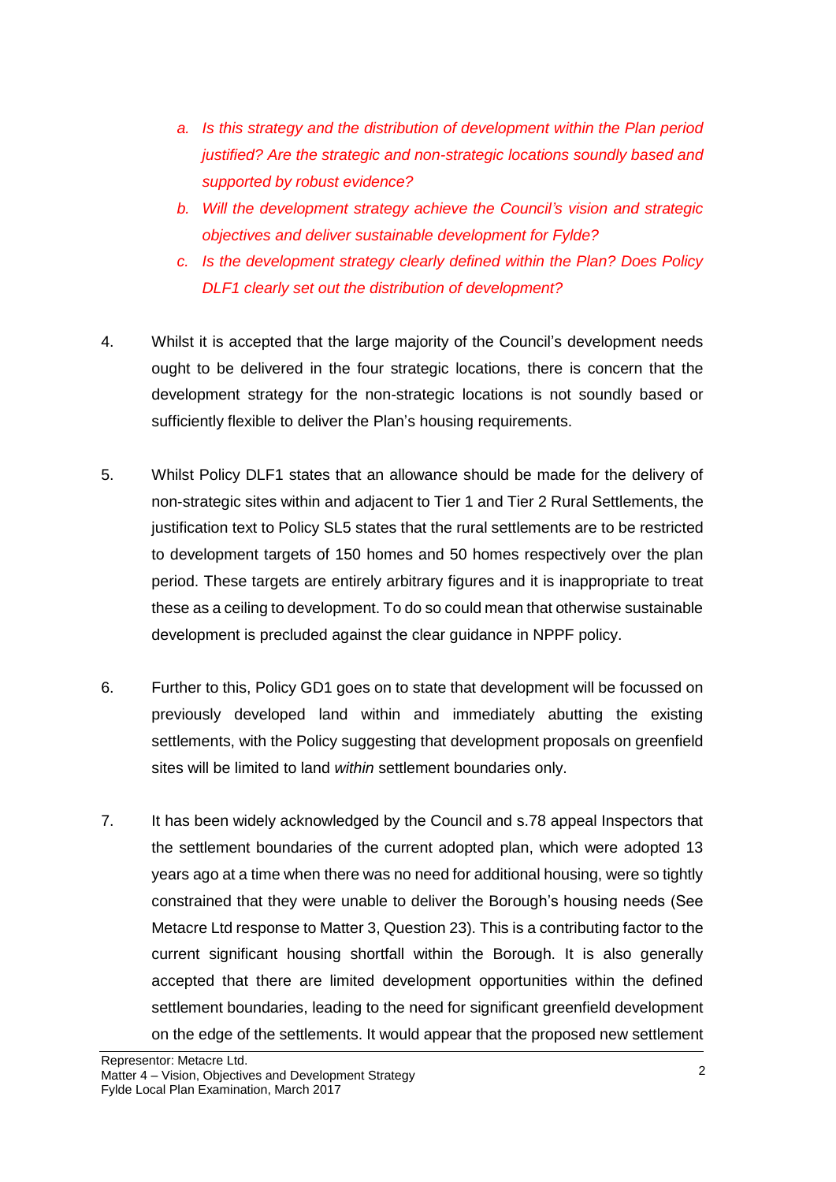a. *Is this strategy and the distribution of development within the Plan period justified? Are the strategic and non-strategic locations soundly based and supported by robust evidence?*
b. *Will the development strategy achieve the Council's vision and strategic objectives and deliver sustainable development for Fylde?*
c. *Is the development strategy clearly defined within the Plan? Does Policy DLF1 clearly set out the distribution of development?*

4. Whilst it is accepted that the large majority of the Council's development needs ought to be delivered in the four strategic locations, there is concern that the development strategy for the non-strategic locations is not soundly based or sufficiently flexible to deliver the Plan's housing requirements.

5. Whilst Policy DLF1 states that an allowance should be made for the delivery of non-strategic sites within and adjacent to Tier 1 and Tier 2 Rural Settlements, the justification text to Policy SL5 states that the rural settlements are to be restricted to development targets of 150 homes and 50 homes respectively over the plan period. These targets are entirely arbitrary figures and it is inappropriate to treat these as a ceiling to development. To do so could mean that otherwise sustainable development is precluded against the clear guidance in NPPF policy.

6. Further to this, Policy GD1 goes on to state that development will be focussed on previously developed land within and immediately abutting the existing settlements, with the Policy suggesting that development proposals on greenfield sites will be limited to land *within* settlement boundaries only.

7. It has been widely acknowledged by the Council and s.78 appeal Inspectors that the settlement boundaries of the current adopted plan, which were adopted 13 years ago at a time when there was no need for additional housing, were so tightly constrained that they were unable to deliver the Borough's housing needs (See Metacre Ltd response to Matter 3, Question 23). This is a contributing factor to the current significant housing shortfall within the Borough. It is also generally accepted that there are limited development opportunities within the defined settlement boundaries, leading to the need for significant greenfield development on the edge of the settlements. It would appear that the proposed new settlement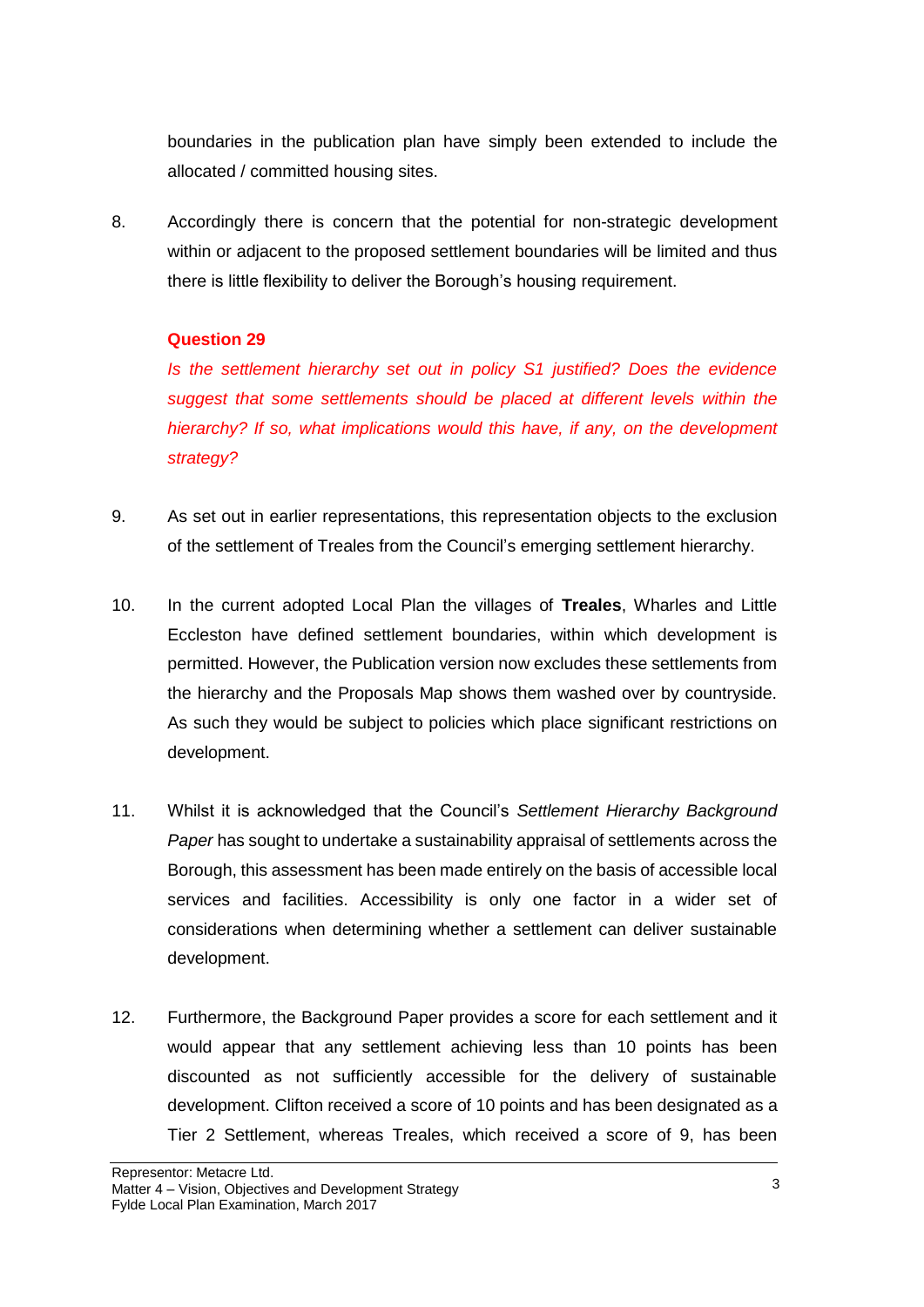boundaries in the publication plan have simply been extended to include the allocated / committed housing sites.

8. Accordingly there is concern that the potential for non-strategic development within or adjacent to the proposed settlement boundaries will be limited and thus there is little flexibility to deliver the Borough's housing requirement.

**Question 29**

*Is the settlement hierarchy set out in policy S1 justified? Does the evidence suggest that some settlements should be placed at different levels within the hierarchy? If so, what implications would this have, if any, on the development strategy?*

9. As set out in earlier representations, this representation objects to the exclusion of the settlement of Treales from the Council's emerging settlement hierarchy.

10. In the current adopted Local Plan the villages of **Treales**, Wharles and Little Eccleston have defined settlement boundaries, within which development is permitted. However, the Publication version now excludes these settlements from the hierarchy and the Proposals Map shows them washed over by countryside. As such they would be subject to policies which place significant restrictions on development.

11. Whilst it is acknowledged that the Council's *Settlement Hierarchy Background Paper* has sought to undertake a sustainability appraisal of settlements across the Borough, this assessment has been made entirely on the basis of accessible local services and facilities. Accessibility is only one factor in a wider set of considerations when determining whether a settlement can deliver sustainable development.

12. Furthermore, the Background Paper provides a score for each settlement and it would appear that any settlement achieving less than 10 points has been discounted as not sufficiently accessible for the delivery of sustainable development. Clifton received a score of 10 points and has been designated as a Tier 2 Settlement, whereas Treales, which received a score of 9, has been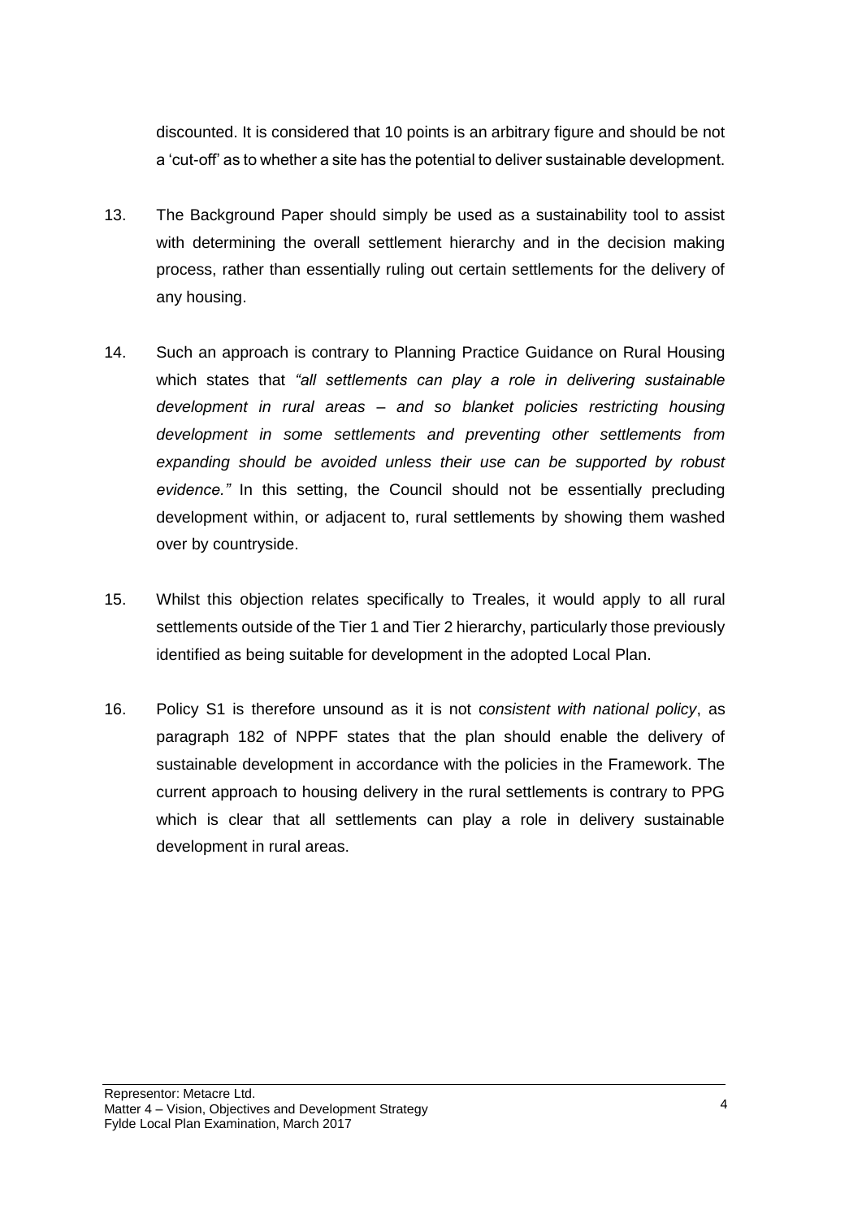discounted. It is considered that 10 points is an arbitrary figure and should be not a 'cut-off' as to whether a site has the potential to deliver sustainable development.

13. The Background Paper should simply be used as a sustainability tool to assist with determining the overall settlement hierarchy and in the decision making process, rather than essentially ruling out certain settlements for the delivery of any housing.

14. Such an approach is contrary to Planning Practice Guidance on Rural Housing which states that *"all settlements can play a role in delivering sustainable development in rural areas – and so blanket policies restricting housing development in some settlements and preventing other settlements from expanding should be avoided unless their use can be supported by robust evidence."* In this setting, the Council should not be essentially precluding development within, or adjacent to, rural settlements by showing them washed over by countryside.

15. Whilst this objection relates specifically to Treales, it would apply to all rural settlements outside of the Tier 1 and Tier 2 hierarchy, particularly those previously identified as being suitable for development in the adopted Local Plan.

16. Policy S1 is therefore unsound as it is not c*onsistent with national policy*, as paragraph 182 of NPPF states that the plan should enable the delivery of sustainable development in accordance with the policies in the Framework. The current approach to housing delivery in the rural settlements is contrary to PPG which is clear that all settlements can play a role in delivery sustainable development in rural areas.